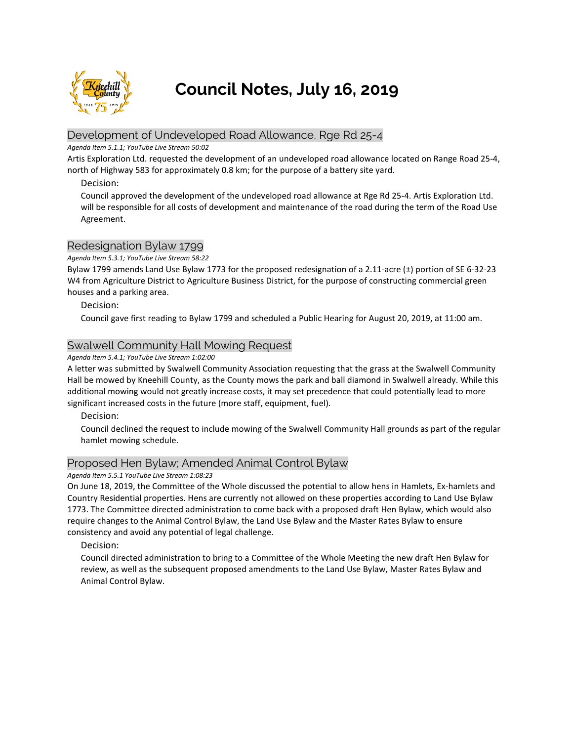# Council Notes, July 16, 2019

## Development of Undeveloped Road Allowance, Rge Rd 25-4

*Agenda Item 5.1.1; YouTube Live Stream 50:02*

Artis Exploration Ltd. requested the development of an undeveloped road allowance located on Range Road 25-4, north of Highway 583 for approximately 0.8 km; for the purpose of a battery site yard.

Decision:

Council approved the development of the undeveloped road allowance at Rge Rd 25-4. Artis Exploration Ltd. will be responsible for all costs of development and maintenance of the road during the term of the Road Use Agreement.

## Redesignation Bylaw 1799

*Agenda Item 5.3.1; YouTube Live Stream 58:22*

Bylaw 1799 amends Land Use Bylaw 1773 for the proposed redesignation of a 2.11-acre (±) portion of SE 6-32-23 W4 from Agriculture District to Agriculture Business District, for the purpose of constructing commercial green houses and a parking area.

Decision:

Council gave first reading to Bylaw 1799 and scheduled a Public Hearing for August 20, 2019, at 11:00 am.

## Swalwell Community Hall Mowing Request

*Agenda Item 5.4.1; YouTube Live Stream 1:02:00*

A letter was submitted by Swalwell Community Association requesting that the grass at the Swalwell Community Hall be mowed by Kneehill County, as the County mows the park and ball diamond in Swalwell already. While this additional mowing would not greatly increase costs, it may set precedence that could potentially lead to more significant increased costs in the future (more staff, equipment, fuel).

Decision:

Council declined the request to include mowing of the Swalwell Community Hall grounds as part of the regular hamlet mowing schedule.

## Proposed Hen Bylaw; Amended Animal Control Bylaw

*Agenda Item 5.5.1 YouTube Live Stream 1:08:23*

On June 18, 2019, the Committee of the Whole discussed the potential to allow hens in Hamlets, Ex-hamlets and Country Residential properties. Hens are currently not allowed on these properties according to Land Use Bylaw 1773. The Committee directed administration to come back with a proposed draft Hen Bylaw, which would also require changes to the Animal Control Bylaw, the Land Use Bylaw and the Master Rates Bylaw to ensure consistency and avoid any potential of legal challenge.

Decision:

Council directed administration to bring to a Committee of the Whole Meeting the new draft Hen Bylaw for review, as well as the subsequent proposed amendments to the Land Use Bylaw, Master Rates Bylaw and Animal Control Bylaw.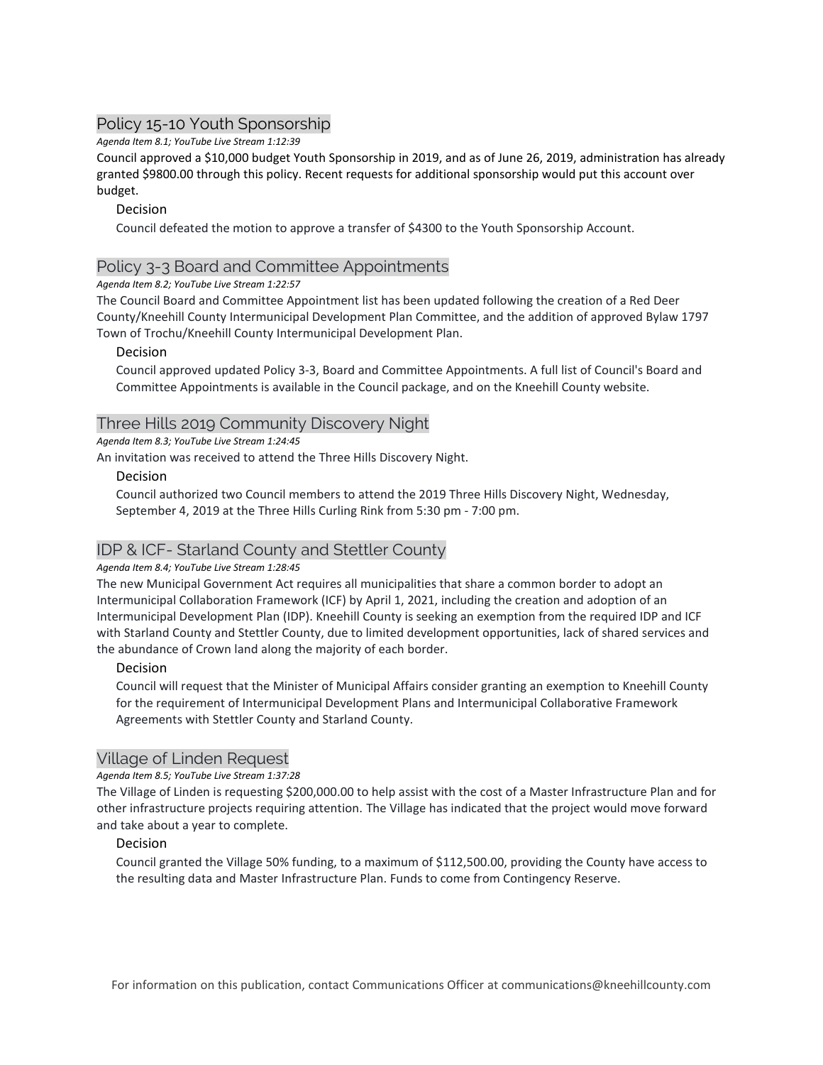## Policy 15-10 Youth Sponsorship

*Agenda Item 8.1; YouTube Live Stream 1:12:39*

Council approved a $10,000 budget Youth Sponsorship in 2019, and as of June 26, 2019, administration has already granted $9800.00 through this policy. Recent requests for additional sponsorship would put this account over budget.

### Decision

Council defeated the motion to approve a transfer of $4300 to the Youth Sponsorship Account.

## Policy 3-3 Board and Committee Appointments

*Agenda Item 8.2; YouTube Live Stream 1:22:57*

The Council Board and Committee Appointment list has been updated following the creation of a Red Deer County/Kneehill County Intermunicipal Development Plan Committee, and the addition of approved Bylaw 1797 Town of Trochu/Kneehill County Intermunicipal Development Plan.

### Decision

Council approved updated Policy 3-3, Board and Committee Appointments. A full list of Council's Board and Committee Appointments is available in the Council package, and on the Kneehill County website.

## Three Hills 2019 Community Discovery Night

*Agenda Item 8.3; YouTube Live Stream 1:24:45*

An invitation was received to attend the Three Hills Discovery Night.

### Decision

Council authorized two Council members to attend the 2019 Three Hills Discovery Night, Wednesday, September 4, 2019 at the Three Hills Curling Rink from 5:30 pm - 7:00 pm.

## IDP & ICF- Starland County and Stettler County

*Agenda Item 8.4; YouTube Live Stream 1:28:45*

The new Municipal Government Act requires all municipalities that share a common border to adopt an Intermunicipal Collaboration Framework (ICF) by April 1, 2021, including the creation and adoption of an Intermunicipal Development Plan (IDP). Kneehill County is seeking an exemption from the required IDP and ICF with Starland County and Stettler County, due to limited development opportunities, lack of shared services and the abundance of Crown land along the majority of each border.

### Decision

Council will request that the Minister of Municipal Affairs consider granting an exemption to Kneehill County for the requirement of Intermunicipal Development Plans and Intermunicipal Collaborative Framework Agreements with Stettler County and Starland County.

## Village of Linden Request

*Agenda Item 8.5; YouTube Live Stream 1:37:28*

The Village of Linden is requesting $200,000.00 to help assist with the cost of a Master Infrastructure Plan and for other infrastructure projects requiring attention. The Village has indicated that the project would move forward and take about a year to complete.

### Decision

Council granted the Village 50% funding, to a maximum of $112,500.00, providing the County have access to the resulting data and Master Infrastructure Plan. Funds to come from Contingency Reserve.

For information on this publication, contact Communications Officer at communications@kneehillcounty.com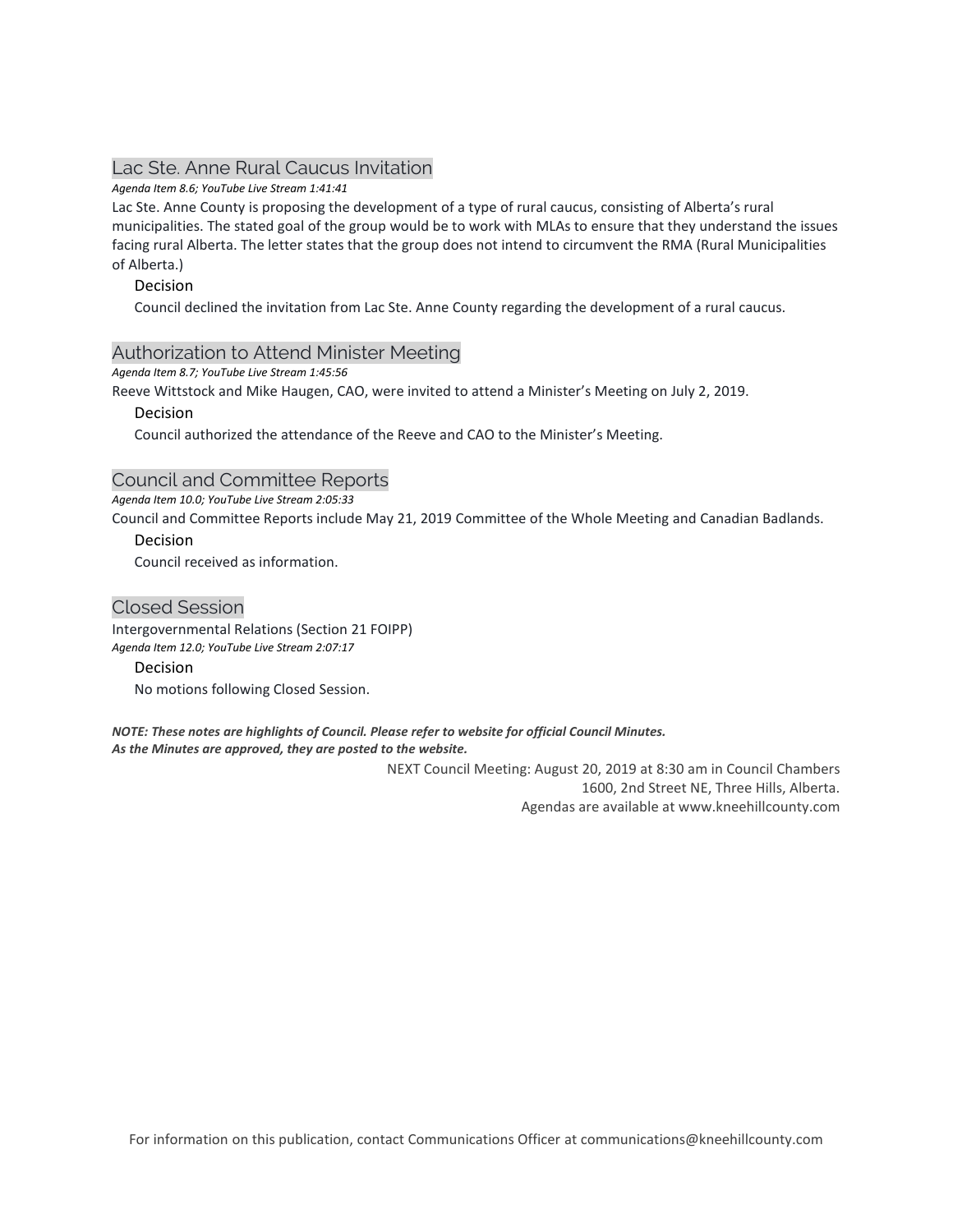## Lac Ste. Anne Rural Caucus Invitation

*Agenda Item 8.6; YouTube Live Stream 1:41:41*

Lac Ste. Anne County is proposing the development of a type of rural caucus, consisting of Alberta's rural municipalities. The stated goal of the group would be to work with MLAs to ensure that they understand the issues facing rural Alberta. The letter states that the group does not intend to circumvent the RMA (Rural Municipalities of Alberta.)

### Decision

Council declined the invitation from Lac Ste. Anne County regarding the development of a rural caucus.

## Authorization to Attend Minister Meeting

*Agenda Item 8.7; YouTube Live Stream 1:45:56*

Reeve Wittstock and Mike Haugen, CAO, were invited to attend a Minister's Meeting on July 2, 2019.

### Decision

Council authorized the attendance of the Reeve and CAO to the Minister's Meeting.

## Council and Committee Reports

*Agenda Item 10.0; YouTube Live Stream 2:05:33*

Council and Committee Reports include May 21, 2019 Committee of the Whole Meeting and Canadian Badlands.

### Decision

Council received as information.

## Closed Session

Intergovernmental Relations (Section 21 FOIPP)

*Agenda Item 12.0; YouTube Live Stream 2:07:17*

### Decision

No motions following Closed Session.

***NOTE: These notes are highlights of Council. Please refer to website for official Council Minutes.***
***As the Minutes are approved, they are posted to the website.***

NEXT Council Meeting: August 20, 2019 at 8:30 am in Council Chambers
1600, 2nd Street NE, Three Hills, Alberta.
Agendas are available at www.kneehillcounty.com

For information on this publication, contact Communications Officer at communications@kneehillcounty.com